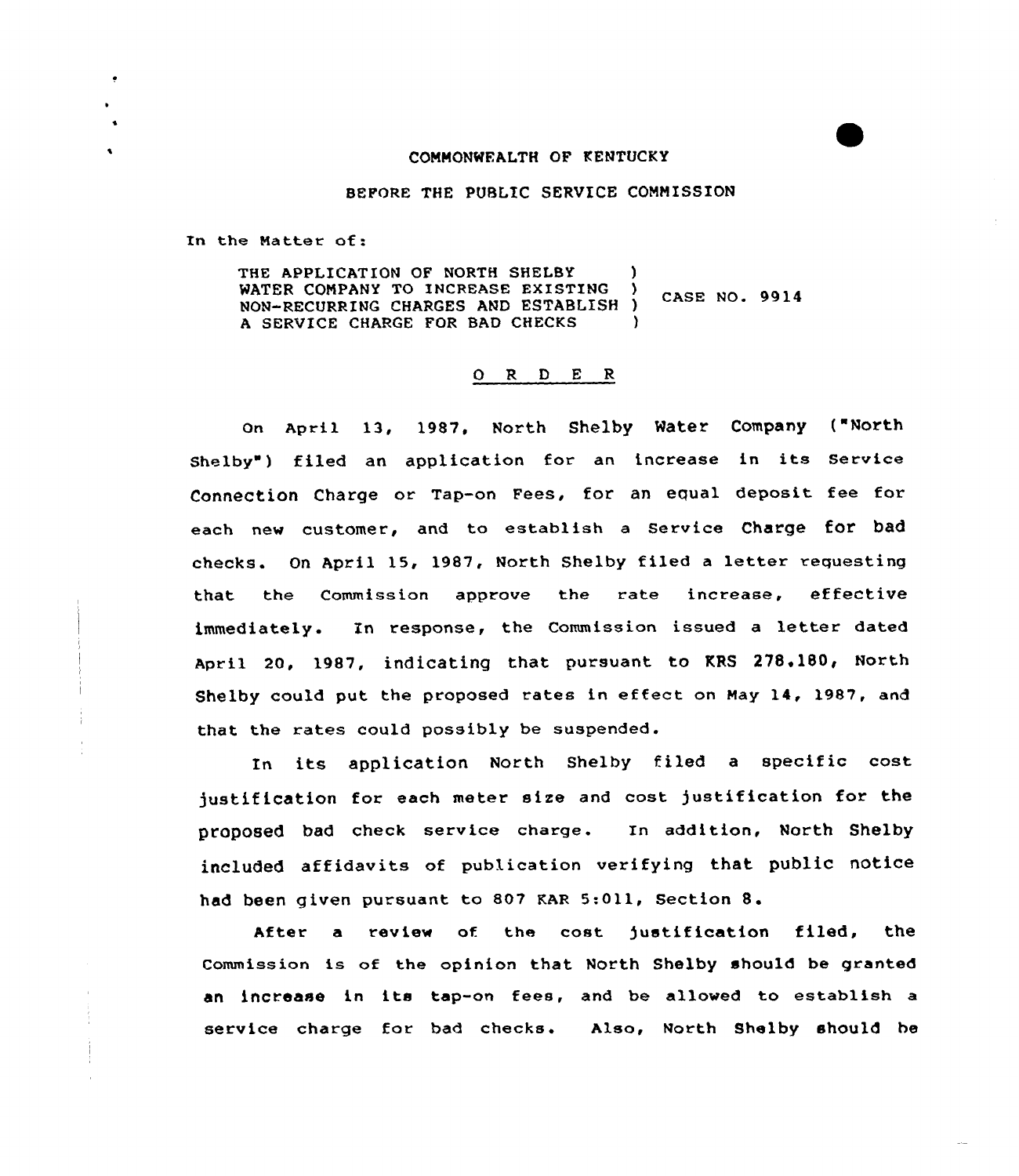COMMONWEALTH OF KENTUCKY

BEFORE THE PUBLIC SERVICE COMMISSION

In the Matter of:

| | | |
|---|---|---|
| THE APPLICATION OF NORTH SHELBY WATER COMPANY TO INCREASE EXISTING NON-RECURRING CHARGES AND ESTABLISH A SERVICE CHARGE FOR BAD CHECKS | ) | CASE NO. 9914 |

## O R D E R

On April 13, 1987, North Shelby Water Company ("North Shelby") filed an application for an increase in its Service Connection Charge or Tap-on Fees, for an equal deposit fee for each new customer, and to establish a Service Charge for bad checks. On April 15, 1987, North Shelby filed a letter requesting that the Commission approve the rate increase, effective immediately. In response, the Commission issued a letter dated April 20, 1987, indicating that pursuant to KRS 278.180, North Shelby could put the proposed rates in effect on May 14, 1987, and that the rates could possibly be suspended.

In its application North Shelby filed a specific cost justification for each meter size and cost justification for the proposed bad check service charge. In addition, North Shelby included affidavits of publication verifying that public notice had been given pursuant to 807 KAR 5:011, Section 8.

After a review of the cost justification filed, the Commission is of the opinion that North Shelby should be granted an increase in its tap-on fees, and be allowed to establish a service charge for bad checks. Also, North Shelby should be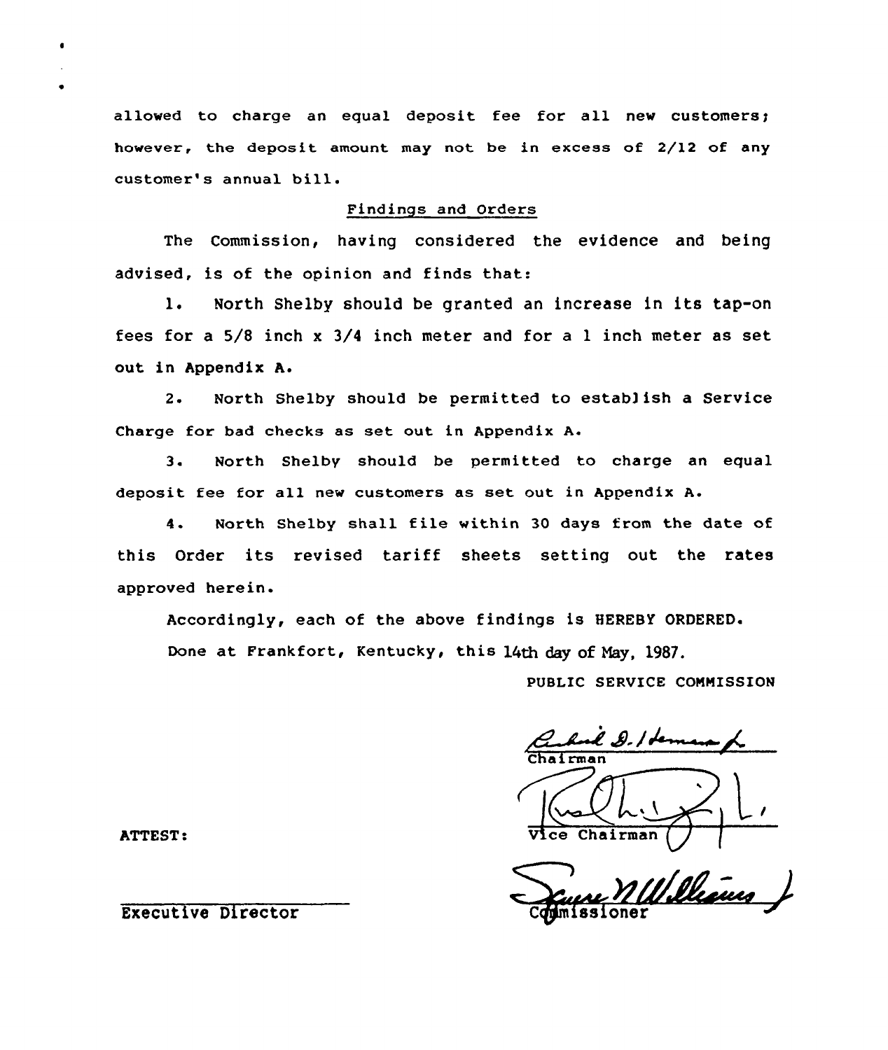allowed to charge an equal deposit fee for all new customers; however, the deposit amount may not be in excess of 2/12 of any customer's annual bill.

## Findings and Orders

The Commission, having considered the evidence and being advised, is of the opinion and finds that:

1. North Shelby should be granted an increase in its tap-on fees for a 5/8 inch x 3/4 inch meter and for a 1 inch meter as set out in Appendix A.

2. North Shelby should be permitted to establish a Service Charge for bad checks as set out in Appendix A.

3. North Shelby should be permitted to charge an equal deposit fee for all new customers as set out in Appendix A.

4. North Shelby shall file within 30 days from the date of this Order its revised tariff sheets setting out the rates approved herein.

Accordingly, each of the above findings is HEREBY ORDERED.

Done at Frankfort, Kentucky, this 14th day of May, 1987.

PUBLIC SERVICE COMMISSION

Chairman

Vice Chairman

Commissioner

ATTEST:

Executive Director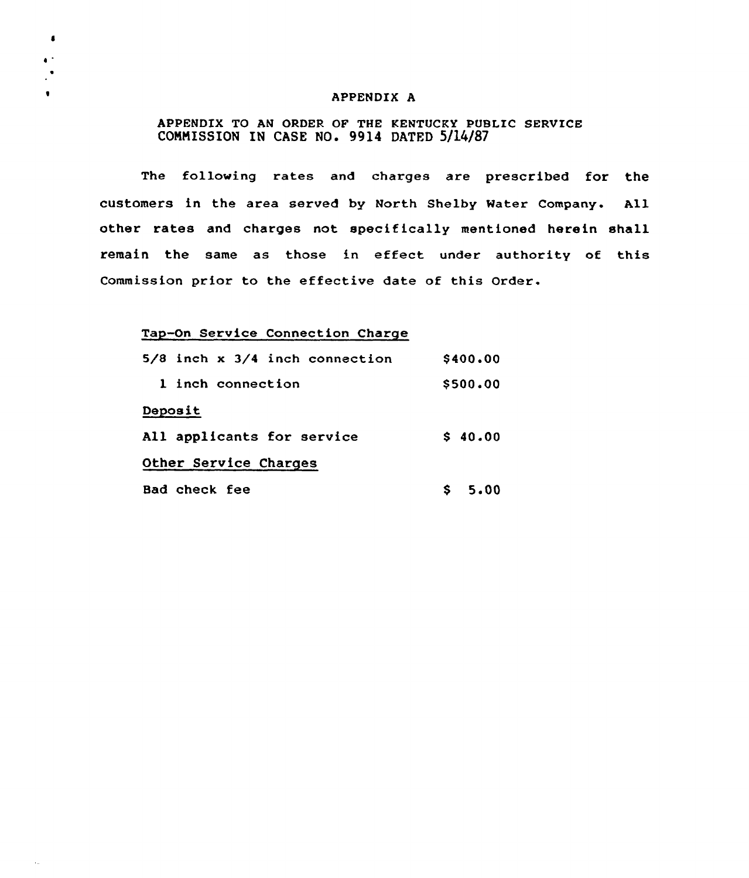# APPENDIX A

APPENDIX TO AN ORDER OF THE KENTUCKY PUBLIC SERVICE COMMISSION IN CASE NO. 9914 DATED 5/14/87

The following rates and charges are prescribed for the customers in the area served by North Shelby Water Company. All other rates and charges not specifically mentioned herein shall remain the same as those in effect under authority of this Commission prior to the effective date of this Order.

| | |
|---|---|
| <u>Tap-On Service Connection Charge</u> | |
| 5/8 inch x 3/4 inch connection | $400.00 |
| 1 inch connection | $500.00 |
| <u>Deposit</u> | |
| All applicants for service | $ 40.00 |
| <u>Other Service Charges</u> | |
| Bad check fee | $ 5.00 |